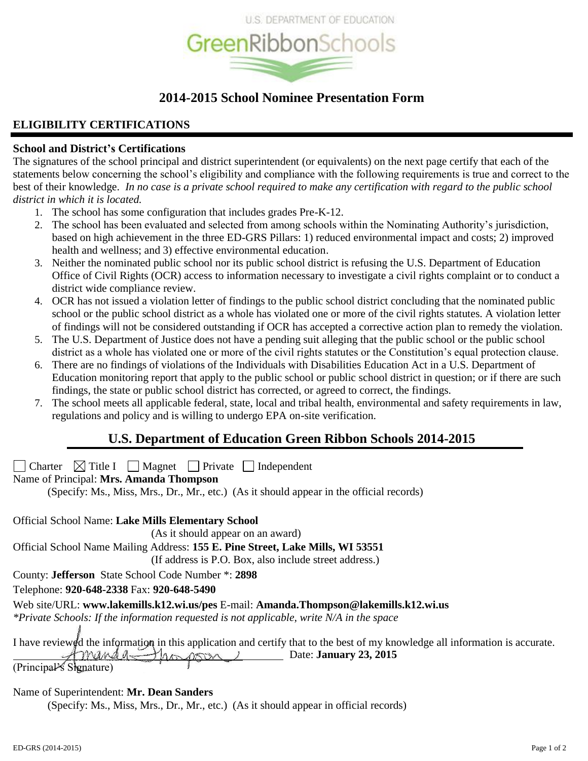U.S. DEPARTMENT OF EDUCATION

GreenRibbonSchools

# 2014-2015 School Nominee Presentation Form

## ELIGIBILITY CERTIFICATIONS

### School and District's Certifications

The signatures of the school principal and district superintendent (or equivalents) on the next page certify that each of the statements below concerning the school's eligibility and compliance with the following requirements is true and correct to the best of their knowledge. *In no case is a private school required to make any certification with regard to the public school district in which it is located.*

1. The school has some configuration that includes grades Pre-K-12.
2. The school has been evaluated and selected from among schools within the Nominating Authority's jurisdiction, based on high achievement in the three ED-GRS Pillars: 1) reduced environmental impact and costs; 2) improved health and wellness; and 3) effective environmental education.
3. Neither the nominated public school nor its public school district is refusing the U.S. Department of Education Office of Civil Rights (OCR) access to information necessary to investigate a civil rights complaint or to conduct a district wide compliance review.
4. OCR has not issued a violation letter of findings to the public school district concluding that the nominated public school or the public school district as a whole has violated one or more of the civil rights statutes. A violation letter of findings will not be considered outstanding if OCR has accepted a corrective action plan to remedy the violation.
5. The U.S. Department of Justice does not have a pending suit alleging that the public school or the public school district as a whole has violated one or more of the civil rights statutes or the Constitution's equal protection clause.
6. There are no findings of violations of the Individuals with Disabilities Education Act in a U.S. Department of Education monitoring report that apply to the public school or public school district in question; or if there are such findings, the state or public school district has corrected, or agreed to correct, the findings.
7. The school meets all applicable federal, state, local and tribal health, environmental and safety requirements in law, regulations and policy and is willing to undergo EPA on-site verification.

## U.S. Department of Education Green Ribbon Schools 2014-2015

☐ Charter ☒ Title I ☐ Magnet ☐ Private ☐ Independent

Name of Principal: **Mrs. Amanda Thompson**

(Specify: Ms., Miss, Mrs., Dr., Mr., etc.) (As it should appear in the official records)

Official School Name: **Lake Mills Elementary School**

(As it should appear on an award)

Official School Name Mailing Address: **155 E. Pine Street, Lake Mills, WI 53551**

(If address is P.O. Box, also include street address.)

County: **Jefferson** State School Code Number *: **2898**

Telephone: **920-648-2338** Fax: **920-648-5490**

Web site/URL: **www.lakemills.k12.wi.us/pes** E-mail: **Amanda.Thompson@lakemills.k12.wi.us**

**Private Schools: If the information requested is not applicable, write N/A in the space*

I have reviewed the information in this application and certify that to the best of my knowledge all information is accurate.

Amanda Thompson Date: **January 23, 2015**

(Principal's Signature)

Name of Superintendent: **Mr. Dean Sanders**

(Specify: Ms., Miss, Mrs., Dr., Mr., etc.) (As it should appear in official records)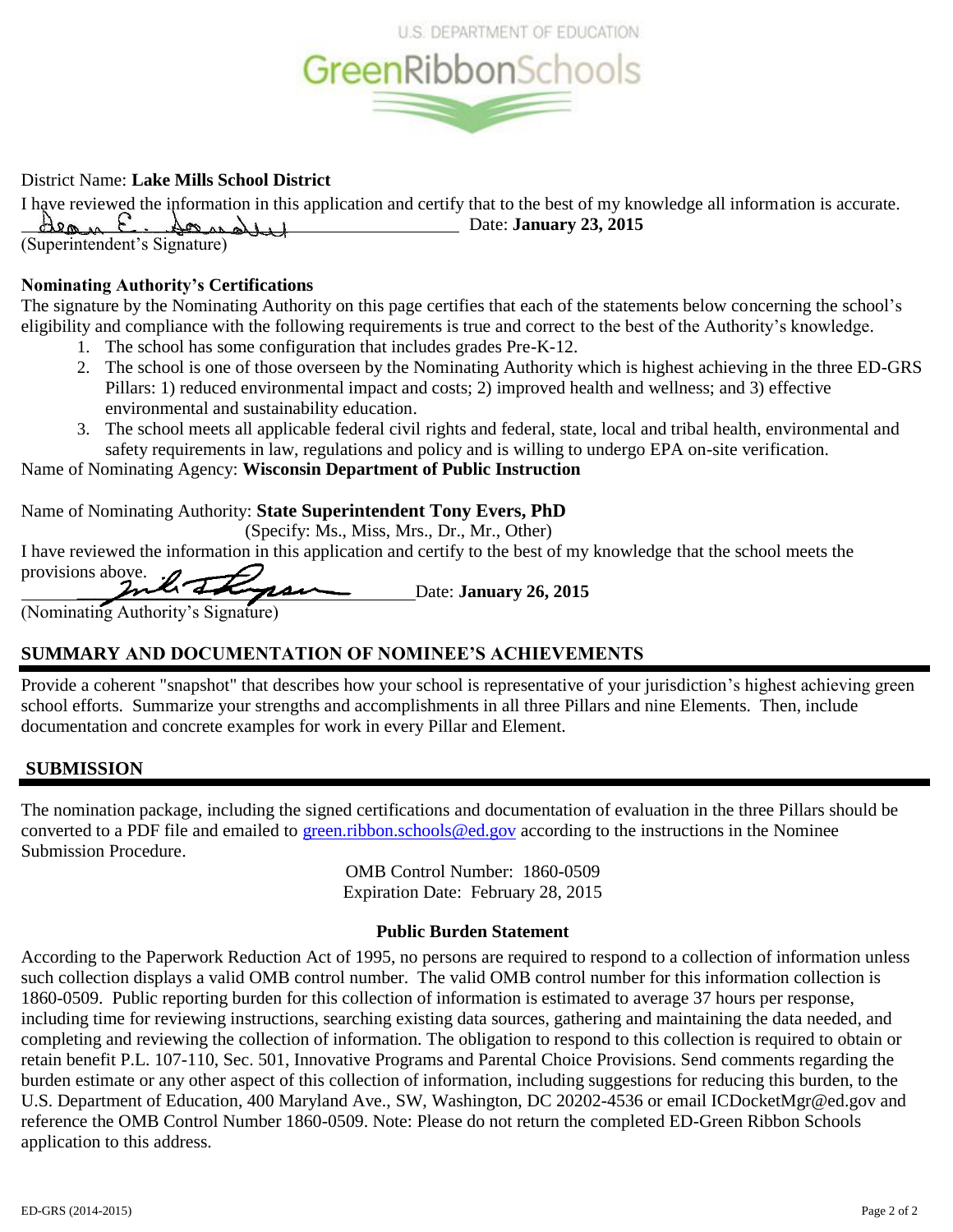U.S. DEPARTMENT OF EDUCATION

GreenRibbonSchools

District Name: **Lake Mills School District**

I have reviewed the information in this application and certify that to the best of my knowledge all information is accurate.

_________________________________ Date: **January 23, 2015**

(Superintendent's Signature)

**Nominating Authority's Certifications**

The signature by the Nominating Authority on this page certifies that each of the statements below concerning the school's eligibility and compliance with the following requirements is true and correct to the best of the Authority's knowledge.

1. The school has some configuration that includes grades Pre-K-12.
2. The school is one of those overseen by the Nominating Authority which is highest achieving in the three ED-GRS Pillars: 1) reduced environmental impact and costs; 2) improved health and wellness; and 3) effective environmental and sustainability education.
3. The school meets all applicable federal civil rights and federal, state, local and tribal health, environmental and safety requirements in law, regulations and policy and is willing to undergo EPA on-site verification.

Name of Nominating Agency: **Wisconsin Department of Public Instruction**

Name of Nominating Authority: **State Superintendent Tony Evers, PhD**

(Specify: Ms., Miss, Mrs., Dr., Mr., Other)

I have reviewed the information in this application and certify to the best of my knowledge that the school meets the provisions above.

_________________________________ Date: **January 26, 2015**

(Nominating Authority's Signature)

## SUMMARY AND DOCUMENTATION OF NOMINEE'S ACHIEVEMENTS

Provide a coherent "snapshot" that describes how your school is representative of your jurisdiction's highest achieving green school efforts. Summarize your strengths and accomplishments in all three Pillars and nine Elements. Then, include documentation and concrete examples for work in every Pillar and Element.

## SUBMISSION

The nomination package, including the signed certifications and documentation of evaluation in the three Pillars should be converted to a PDF file and emailed to green.ribbon.schools@ed.gov according to the instructions in the Nominee Submission Procedure.

OMB Control Number: 1860-0509
Expiration Date: February 28, 2015

**Public Burden Statement**

According to the Paperwork Reduction Act of 1995, no persons are required to respond to a collection of information unless such collection displays a valid OMB control number. The valid OMB control number for this information collection is 1860-0509. Public reporting burden for this collection of information is estimated to average 37 hours per response, including time for reviewing instructions, searching existing data sources, gathering and maintaining the data needed, and completing and reviewing the collection of information. The obligation to respond to this collection is required to obtain or retain benefit P.L. 107-110, Sec. 501, Innovative Programs and Parental Choice Provisions. Send comments regarding the burden estimate or any other aspect of this collection of information, including suggestions for reducing this burden, to the U.S. Department of Education, 400 Maryland Ave., SW, Washington, DC 20202-4536 or email ICDocketMgr@ed.gov and reference the OMB Control Number 1860-0509. Note: Please do not return the completed ED-Green Ribbon Schools application to this address.

ED-GRS (2014-2015)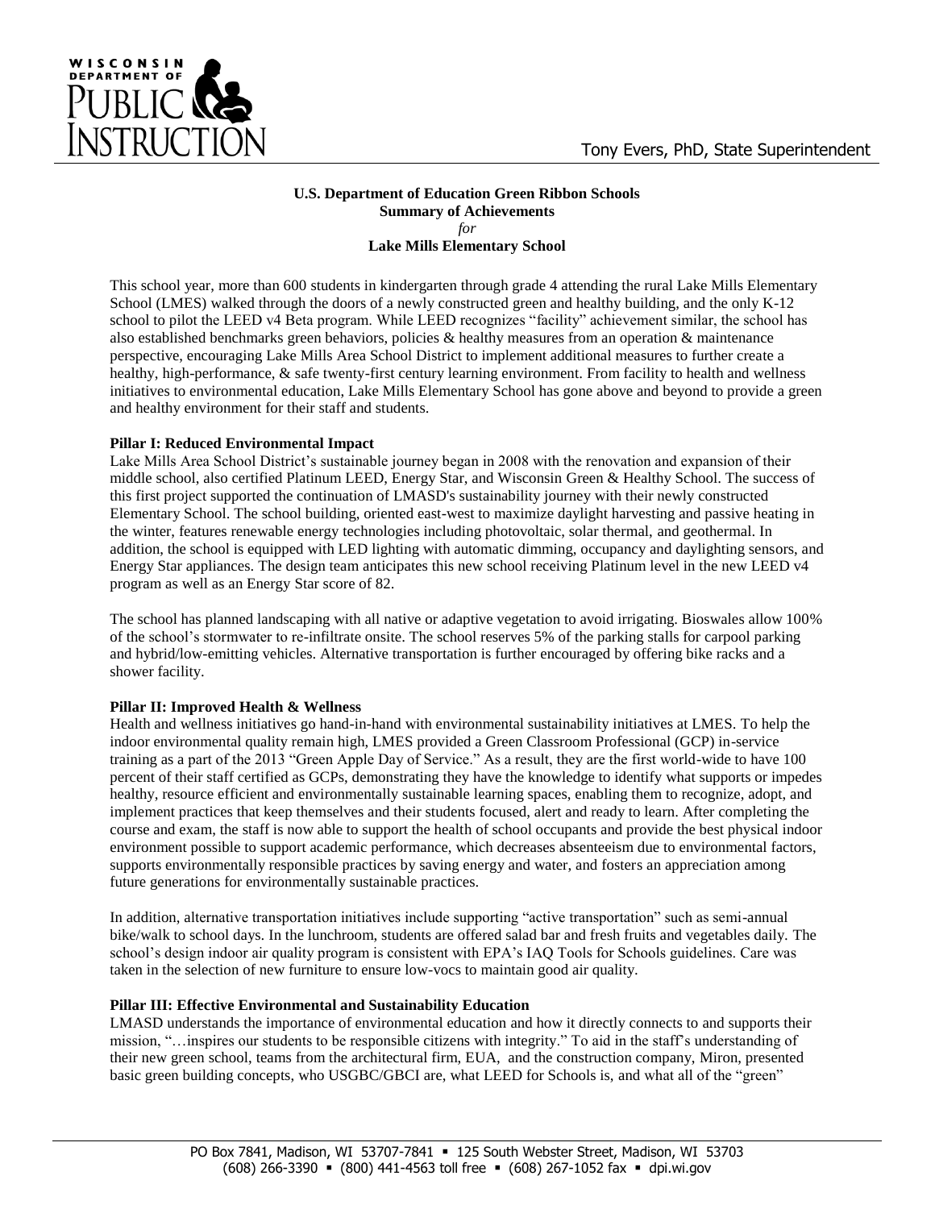Tony Evers, PhD, State Superintendent

**U.S. Department of Education Green Ribbon Schools**
**Summary of Achievements**
*for*
**Lake Mills Elementary School**

This school year, more than 600 students in kindergarten through grade 4 attending the rural Lake Mills Elementary School (LMES) walked through the doors of a newly constructed green and healthy building, and the only K-12 school to pilot the LEED v4 Beta program. While LEED recognizes "facility" achievement similar, the school has also established benchmarks green behaviors, policies & healthy measures from an operation & maintenance perspective, encouraging Lake Mills Area School District to implement additional measures to further create a healthy, high-performance, & safe twenty-first century learning environment. From facility to health and wellness initiatives to environmental education, Lake Mills Elementary School has gone above and beyond to provide a green and healthy environment for their staff and students.

**Pillar I: Reduced Environmental Impact**

Lake Mills Area School District's sustainable journey began in 2008 with the renovation and expansion of their middle school, also certified Platinum LEED, Energy Star, and Wisconsin Green & Healthy School. The success of this first project supported the continuation of LMASD's sustainability journey with their newly constructed Elementary School. The school building, oriented east-west to maximize daylight harvesting and passive heating in the winter, features renewable energy technologies including photovoltaic, solar thermal, and geothermal. In addition, the school is equipped with LED lighting with automatic dimming, occupancy and daylighting sensors, and Energy Star appliances. The design team anticipates this new school receiving Platinum level in the new LEED v4 program as well as an Energy Star score of 82.

The school has planned landscaping with all native or adaptive vegetation to avoid irrigating. Bioswales allow 100% of the school's stormwater to re-infiltrate onsite. The school reserves 5% of the parking stalls for carpool parking and hybrid/low-emitting vehicles. Alternative transportation is further encouraged by offering bike racks and a shower facility.

**Pillar II: Improved Health & Wellness**

Health and wellness initiatives go hand-in-hand with environmental sustainability initiatives at LMES. To help the indoor environmental quality remain high, LMES provided a Green Classroom Professional (GCP) in-service training as a part of the 2013 "Green Apple Day of Service." As a result, they are the first world-wide to have 100 percent of their staff certified as GCPs, demonstrating they have the knowledge to identify what supports or impedes healthy, resource efficient and environmentally sustainable learning spaces, enabling them to recognize, adopt, and implement practices that keep themselves and their students focused, alert and ready to learn. After completing the course and exam, the staff is now able to support the health of school occupants and provide the best physical indoor environment possible to support academic performance, which decreases absenteeism due to environmental factors, supports environmentally responsible practices by saving energy and water, and fosters an appreciation among future generations for environmentally sustainable practices.

In addition, alternative transportation initiatives include supporting "active transportation" such as semi-annual bike/walk to school days. In the lunchroom, students are offered salad bar and fresh fruits and vegetables daily. The school's design indoor air quality program is consistent with EPA's IAQ Tools for Schools guidelines. Care was taken in the selection of new furniture to ensure low-vocs to maintain good air quality.

**Pillar III: Effective Environmental and Sustainability Education**

LMASD understands the importance of environmental education and how it directly connects to and supports their mission, "…inspires our students to be responsible citizens with integrity." To aid in the staff's understanding of their new green school, teams from the architectural firm, EUA, and the construction company, Miron, presented basic green building concepts, who USGBC/GBCI are, what LEED for Schools is, and what all of the "green"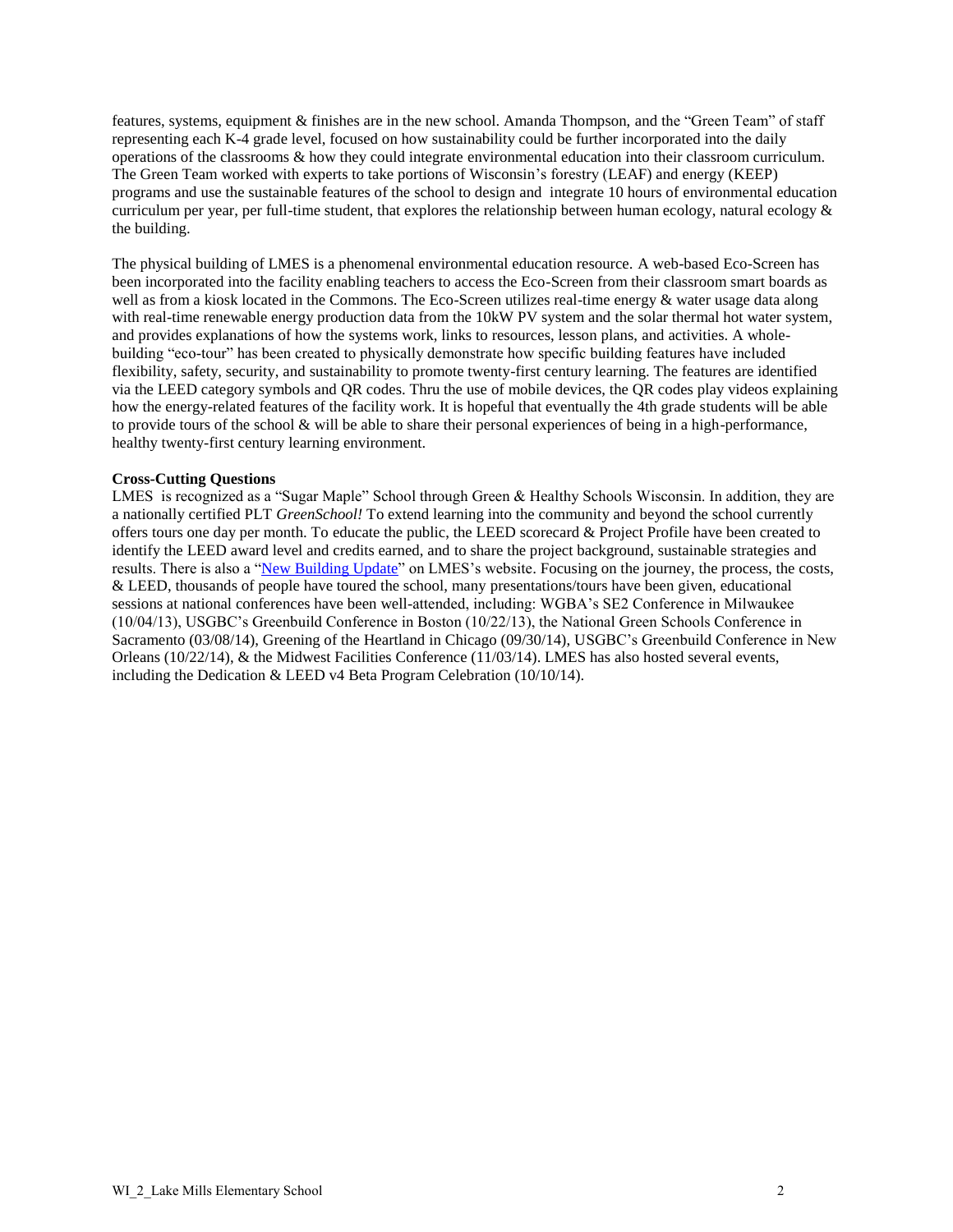features, systems, equipment & finishes are in the new school. Amanda Thompson, and the "Green Team" of staff representing each K-4 grade level, focused on how sustainability could be further incorporated into the daily operations of the classrooms & how they could integrate environmental education into their classroom curriculum. The Green Team worked with experts to take portions of Wisconsin's forestry (LEAF) and energy (KEEP) programs and use the sustainable features of the school to design and integrate 10 hours of environmental education curriculum per year, per full-time student, that explores the relationship between human ecology, natural ecology & the building.

The physical building of LMES is a phenomenal environmental education resource. A web-based Eco-Screen has been incorporated into the facility enabling teachers to access the Eco-Screen from their classroom smart boards as well as from a kiosk located in the Commons. The Eco-Screen utilizes real-time energy & water usage data along with real-time renewable energy production data from the 10kW PV system and the solar thermal hot water system, and provides explanations of how the systems work, links to resources, lesson plans, and activities. A whole-building "eco-tour" has been created to physically demonstrate how specific building features have included flexibility, safety, security, and sustainability to promote twenty-first century learning. The features are identified via the LEED category symbols and QR codes. Thru the use of mobile devices, the QR codes play videos explaining how the energy-related features of the facility work. It is hopeful that eventually the 4th grade students will be able to provide tours of the school & will be able to share their personal experiences of being in a high-performance, healthy twenty-first century learning environment.

**Cross-Cutting Questions**

LMES is recognized as a "Sugar Maple" School through Green & Healthy Schools Wisconsin. In addition, they are a nationally certified PLT *GreenSchool!* To extend learning into the community and beyond the school currently offers tours one day per month. To educate the public, the LEED scorecard & Project Profile have been created to identify the LEED award level and credits earned, and to share the project background, sustainable strategies and results. There is also a "New Building Update" on LMES's website. Focusing on the journey, the process, the costs, & LEED, thousands of people have toured the school, many presentations/tours have been given, educational sessions at national conferences have been well-attended, including: WGBA's SE2 Conference in Milwaukee (10/04/13), USGBC's Greenbuild Conference in Boston (10/22/13), the National Green Schools Conference in Sacramento (03/08/14), Greening of the Heartland in Chicago (09/30/14), USGBC's Greenbuild Conference in New Orleans (10/22/14), & the Midwest Facilities Conference (11/03/14). LMES has also hosted several events, including the Dedication & LEED v4 Beta Program Celebration (10/10/14).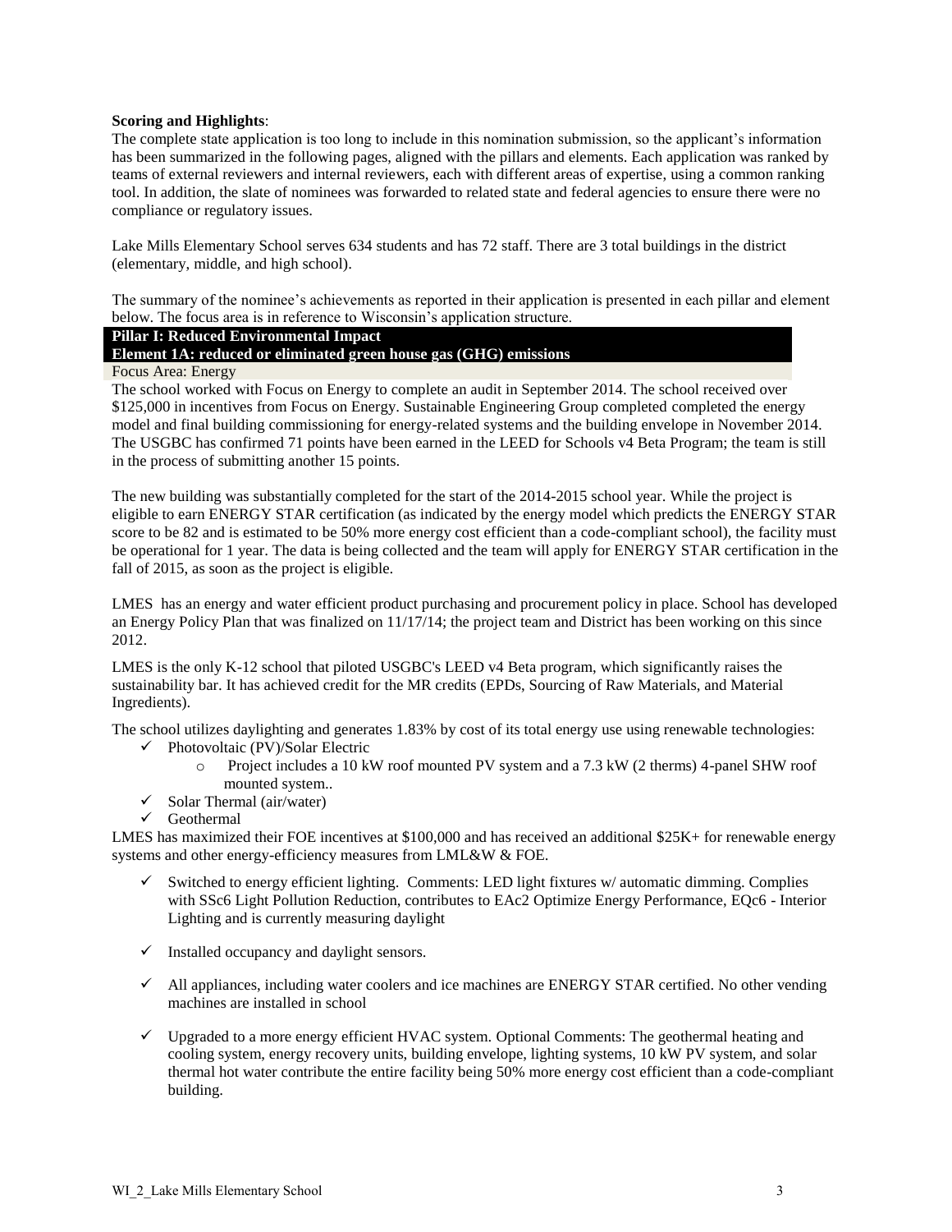**Scoring and Highlights**:

The complete state application is too long to include in this nomination submission, so the applicant's information has been summarized in the following pages, aligned with the pillars and elements. Each application was ranked by teams of external reviewers and internal reviewers, each with different areas of expertise, using a common ranking tool. In addition, the slate of nominees was forwarded to related state and federal agencies to ensure there were no compliance or regulatory issues.

Lake Mills Elementary School serves 634 students and has 72 staff. There are 3 total buildings in the district (elementary, middle, and high school).

The summary of the nominee's achievements as reported in their application is presented in each pillar and element below. The focus area is in reference to Wisconsin's application structure.

**Pillar I: Reduced Environmental Impact**

**Element 1A: reduced or eliminated green house gas (GHG) emissions**

Focus Area: Energy

The school worked with Focus on Energy to complete an audit in September 2014. The school received over $125,000 in incentives from Focus on Energy. Sustainable Engineering Group completed completed the energy model and final building commissioning for energy-related systems and the building envelope in November 2014. The USGBC has confirmed 71 points have been earned in the LEED for Schools v4 Beta Program; the team is still in the process of submitting another 15 points.

The new building was substantially completed for the start of the 2014-2015 school year. While the project is eligible to earn ENERGY STAR certification (as indicated by the energy model which predicts the ENERGY STAR score to be 82 and is estimated to be 50% more energy cost efficient than a code-compliant school), the facility must be operational for 1 year. The data is being collected and the team will apply for ENERGY STAR certification in the fall of 2015, as soon as the project is eligible.

LMES has an energy and water efficient product purchasing and procurement policy in place. School has developed an Energy Policy Plan that was finalized on 11/17/14; the project team and District has been working on this since 2012.

LMES is the only K-12 school that piloted USGBC's LEED v4 Beta program, which significantly raises the sustainability bar. It has achieved credit for the MR credits (EPDs, Sourcing of Raw Materials, and Material Ingredients).

The school utilizes daylighting and generates 1.83% by cost of its total energy use using renewable technologies:

- ✓ Photovoltaic (PV)/Solar Electric
    - o Project includes a 10 kW roof mounted PV system and a 7.3 kW (2 therms) 4-panel SHW roof mounted system..
- ✓ Solar Thermal (air/water)
- ✓ Geothermal

LMES has maximized their FOE incentives at $100,000 and has received an additional $25K+ for renewable energy systems and other energy-efficiency measures from LML&W & FOE.

- ✓ Switched to energy efficient lighting. Comments: LED light fixtures w/ automatic dimming. Complies with SSc6 Light Pollution Reduction, contributes to EAc2 Optimize Energy Performance, EQc6 - Interior Lighting and is currently measuring daylight
- ✓ Installed occupancy and daylight sensors.
- ✓ All appliances, including water coolers and ice machines are ENERGY STAR certified. No other vending machines are installed in school
- ✓ Upgraded to a more energy efficient HVAC system. Optional Comments: The geothermal heating and cooling system, energy recovery units, building envelope, lighting systems, 10 kW PV system, and solar thermal hot water contribute the entire facility being 50% more energy cost efficient than a code-compliant building.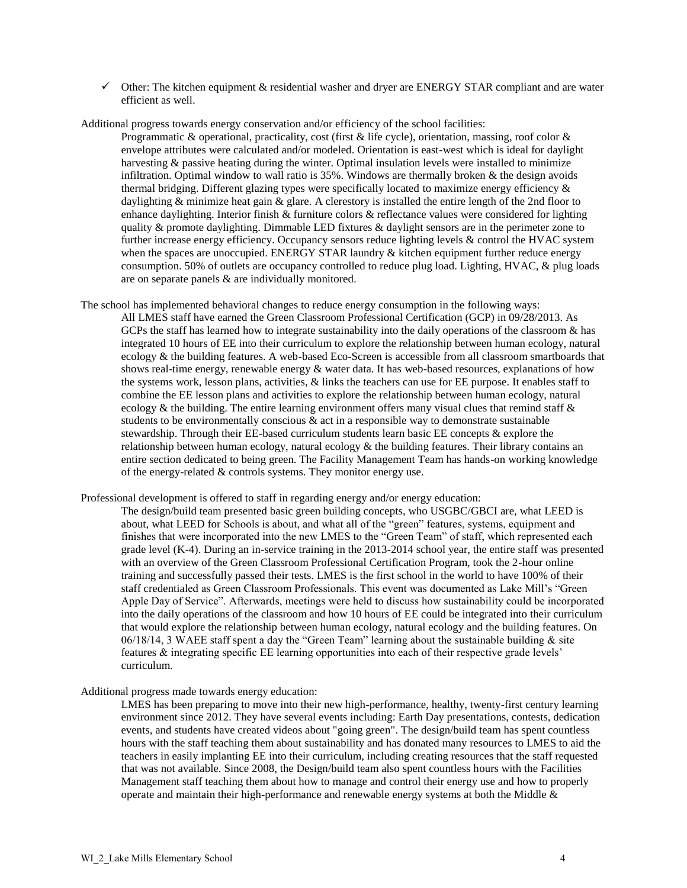- ✓ Other: The kitchen equipment & residential washer and dryer are ENERGY STAR compliant and are water efficient as well.

Additional progress towards energy conservation and/or efficiency of the school facilities:

Programmatic & operational, practicality, cost (first & life cycle), orientation, massing, roof color & envelope attributes were calculated and/or modeled. Orientation is east-west which is ideal for daylight harvesting & passive heating during the winter. Optimal insulation levels were installed to minimize infiltration. Optimal window to wall ratio is 35%. Windows are thermally broken & the design avoids thermal bridging. Different glazing types were specifically located to maximize energy efficiency & daylighting & minimize heat gain & glare. A clerestory is installed the entire length of the 2nd floor to enhance daylighting. Interior finish & furniture colors & reflectance values were considered for lighting quality & promote daylighting. Dimmable LED fixtures & daylight sensors are in the perimeter zone to further increase energy efficiency. Occupancy sensors reduce lighting levels & control the HVAC system when the spaces are unoccupied. ENERGY STAR laundry & kitchen equipment further reduce energy consumption. 50% of outlets are occupancy controlled to reduce plug load. Lighting, HVAC, & plug loads are on separate panels & are individually monitored.

The school has implemented behavioral changes to reduce energy consumption in the following ways:

All LMES staff have earned the Green Classroom Professional Certification (GCP) in 09/28/2013. As GCPs the staff has learned how to integrate sustainability into the daily operations of the classroom & has integrated 10 hours of EE into their curriculum to explore the relationship between human ecology, natural ecology & the building features. A web-based Eco-Screen is accessible from all classroom smartboards that shows real-time energy, renewable energy & water data. It has web-based resources, explanations of how the systems work, lesson plans, activities, & links the teachers can use for EE purpose. It enables staff to combine the EE lesson plans and activities to explore the relationship between human ecology, natural ecology & the building. The entire learning environment offers many visual clues that remind staff & students to be environmentally conscious & act in a responsible way to demonstrate sustainable stewardship. Through their EE-based curriculum students learn basic EE concepts & explore the relationship between human ecology, natural ecology & the building features. Their library contains an entire section dedicated to being green. The Facility Management Team has hands-on working knowledge of the energy-related & controls systems. They monitor energy use.

Professional development is offered to staff in regarding energy and/or energy education:

The design/build team presented basic green building concepts, who USGBC/GBCI are, what LEED is about, what LEED for Schools is about, and what all of the "green" features, systems, equipment and finishes that were incorporated into the new LMES to the "Green Team" of staff, which represented each grade level (K-4). During an in-service training in the 2013-2014 school year, the entire staff was presented with an overview of the Green Classroom Professional Certification Program, took the 2-hour online training and successfully passed their tests. LMES is the first school in the world to have 100% of their staff credentialed as Green Classroom Professionals. This event was documented as Lake Mill's "Green Apple Day of Service". Afterwards, meetings were held to discuss how sustainability could be incorporated into the daily operations of the classroom and how 10 hours of EE could be integrated into their curriculum that would explore the relationship between human ecology, natural ecology and the building features. On 06/18/14, 3 WAEE staff spent a day the "Green Team" learning about the sustainable building & site features & integrating specific EE learning opportunities into each of their respective grade levels' curriculum.

Additional progress made towards energy education:

LMES has been preparing to move into their new high-performance, healthy, twenty-first century learning environment since 2012. They have several events including: Earth Day presentations, contests, dedication events, and students have created videos about "going green". The design/build team has spent countless hours with the staff teaching them about sustainability and has donated many resources to LMES to aid the teachers in easily implanting EE into their curriculum, including creating resources that the staff requested that was not available. Since 2008, the Design/build team also spent countless hours with the Facilities Management staff teaching them about how to manage and control their energy use and how to properly operate and maintain their high-performance and renewable energy systems at both the Middle &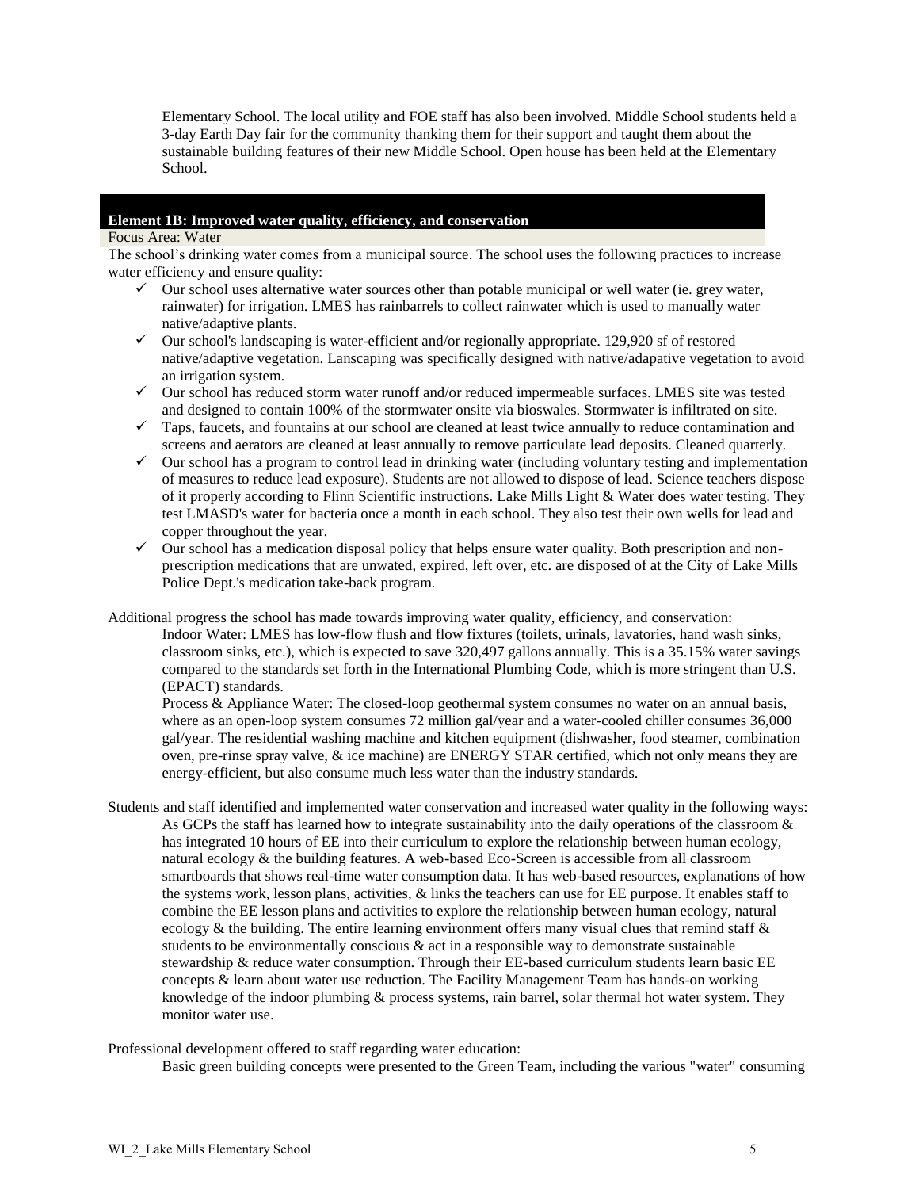Elementary School. The local utility and FOE staff has also been involved. Middle School students held a 3-day Earth Day fair for the community thanking them for their support and taught them about the sustainable building features of their new Middle School. Open house has been held at the Elementary School.

## Element 1B: Improved water quality, efficiency, and conservation

Focus Area: Water

The school's drinking water comes from a municipal source. The school uses the following practices to increase water efficiency and ensure quality:

- ✓ Our school uses alternative water sources other than potable municipal or well water (ie. grey water, rainwater) for irrigation. LMES has rainbarrels to collect rainwater which is used to manually water native/adaptive plants.
- ✓ Our school's landscaping is water-efficient and/or regionally appropriate. 129,920 sf of restored native/adaptive vegetation. Lanscaping was specifically designed with native/adapative vegetation to avoid an irrigation system.
- ✓ Our school has reduced storm water runoff and/or reduced impermeable surfaces. LMES site was tested and designed to contain 100% of the stormwater onsite via bioswales. Stormwater is infiltrated on site.
- ✓ Taps, faucets, and fountains at our school are cleaned at least twice annually to reduce contamination and screens and aerators are cleaned at least annually to remove particulate lead deposits. Cleaned quarterly.
- ✓ Our school has a program to control lead in drinking water (including voluntary testing and implementation of measures to reduce lead exposure). Students are not allowed to dispose of lead. Science teachers dispose of it properly according to Flinn Scientific instructions. Lake Mills Light & Water does water testing. They test LMASD's water for bacteria once a month in each school. They also test their own wells for lead and copper throughout the year.
- ✓ Our school has a medication disposal policy that helps ensure water quality. Both prescription and non-prescription medications that are unwated, expired, left over, etc. are disposed of at the City of Lake Mills Police Dept.'s medication take-back program.

Additional progress the school has made towards improving water quality, efficiency, and conservation:

Indoor Water: LMES has low-flow flush and flow fixtures (toilets, urinals, lavatories, hand wash sinks, classroom sinks, etc.), which is expected to save 320,497 gallons annually. This is a 35.15% water savings compared to the standards set forth in the International Plumbing Code, which is more stringent than U.S. (EPACT) standards.

Process & Appliance Water: The closed-loop geothermal system consumes no water on an annual basis, where as an open-loop system consumes 72 million gal/year and a water-cooled chiller consumes 36,000 gal/year. The residential washing machine and kitchen equipment (dishwasher, food steamer, combination oven, pre-rinse spray valve, & ice machine) are ENERGY STAR certified, which not only means they are energy-efficient, but also consume much less water than the industry standards.

Students and staff identified and implemented water conservation and increased water quality in the following ways:

As GCPs the staff has learned how to integrate sustainability into the daily operations of the classroom & has integrated 10 hours of EE into their curriculum to explore the relationship between human ecology, natural ecology & the building features. A web-based Eco-Screen is accessible from all classroom smartboards that shows real-time water consumption data. It has web-based resources, explanations of how the systems work, lesson plans, activities, & links the teachers can use for EE purpose. It enables staff to combine the EE lesson plans and activities to explore the relationship between human ecology, natural ecology & the building. The entire learning environment offers many visual clues that remind staff & students to be environmentally conscious & act in a responsible way to demonstrate sustainable stewardship & reduce water consumption. Through their EE-based curriculum students learn basic EE concepts & learn about water use reduction. The Facility Management Team has hands-on working knowledge of the indoor plumbing & process systems, rain barrel, solar thermal hot water system. They monitor water use.

Professional development offered to staff regarding water education:

Basic green building concepts were presented to the Green Team, including the various "water" consuming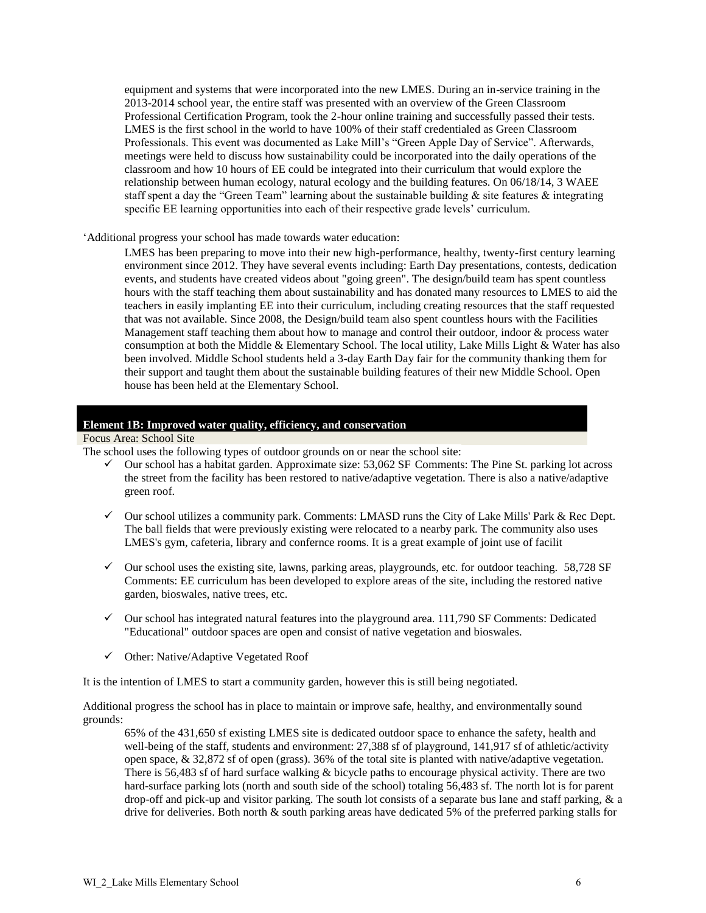equipment and systems that were incorporated into the new LMES. During an in-service training in the 2013-2014 school year, the entire staff was presented with an overview of the Green Classroom Professional Certification Program, took the 2-hour online training and successfully passed their tests. LMES is the first school in the world to have 100% of their staff credentialed as Green Classroom Professionals. This event was documented as Lake Mill's "Green Apple Day of Service". Afterwards, meetings were held to discuss how sustainability could be incorporated into the daily operations of the classroom and how 10 hours of EE could be integrated into their curriculum that would explore the relationship between human ecology, natural ecology and the building features. On 06/18/14, 3 WAEE staff spent a day the "Green Team" learning about the sustainable building & site features & integrating specific EE learning opportunities into each of their respective grade levels' curriculum.

'Additional progress your school has made towards water education:

LMES has been preparing to move into their new high-performance, healthy, twenty-first century learning environment since 2012. They have several events including: Earth Day presentations, contests, dedication events, and students have created videos about "going green". The design/build team has spent countless hours with the staff teaching them about sustainability and has donated many resources to LMES to aid the teachers in easily implanting EE into their curriculum, including creating resources that the staff requested that was not available. Since 2008, the Design/build team also spent countless hours with the Facilities Management staff teaching them about how to manage and control their outdoor, indoor & process water consumption at both the Middle & Elementary School. The local utility, Lake Mills Light & Water has also been involved. Middle School students held a 3-day Earth Day fair for the community thanking them for their support and taught them about the sustainable building features of their new Middle School. Open house has been held at the Elementary School.

## Element 1B: Improved water quality, efficiency, and conservation

Focus Area: School Site

The school uses the following types of outdoor grounds on or near the school site:

- ✓ Our school has a habitat garden. Approximate size: 53,062 SF Comments: The Pine St. parking lot across the street from the facility has been restored to native/adaptive vegetation. There is also a native/adaptive green roof.
- ✓ Our school utilizes a community park. Comments: LMASD runs the City of Lake Mills' Park & Rec Dept. The ball fields that were previously existing were relocated to a nearby park. The community also uses LMES's gym, cafeteria, library and confernce rooms. It is a great example of joint use of facilit
- ✓ Our school uses the existing site, lawns, parking areas, playgrounds, etc. for outdoor teaching. 58,728 SF Comments: EE curriculum has been developed to explore areas of the site, including the restored native garden, bioswales, native trees, etc.
- ✓ Our school has integrated natural features into the playground area. 111,790 SF Comments: Dedicated "Educational" outdoor spaces are open and consist of native vegetation and bioswales.
- ✓ Other: Native/Adaptive Vegetated Roof

It is the intention of LMES to start a community garden, however this is still being negotiated.

Additional progress the school has in place to maintain or improve safe, healthy, and environmentally sound grounds:

65% of the 431,650 sf existing LMES site is dedicated outdoor space to enhance the safety, health and well-being of the staff, students and environment: 27,388 sf of playground, 141,917 sf of athletic/activity open space, & 32,872 sf of open (grass). 36% of the total site is planted with native/adaptive vegetation. There is 56,483 sf of hard surface walking & bicycle paths to encourage physical activity. There are two hard-surface parking lots (north and south side of the school) totaling 56,483 sf. The north lot is for parent drop-off and pick-up and visitor parking. The south lot consists of a separate bus lane and staff parking, & a drive for deliveries. Both north & south parking areas have dedicated 5% of the preferred parking stalls for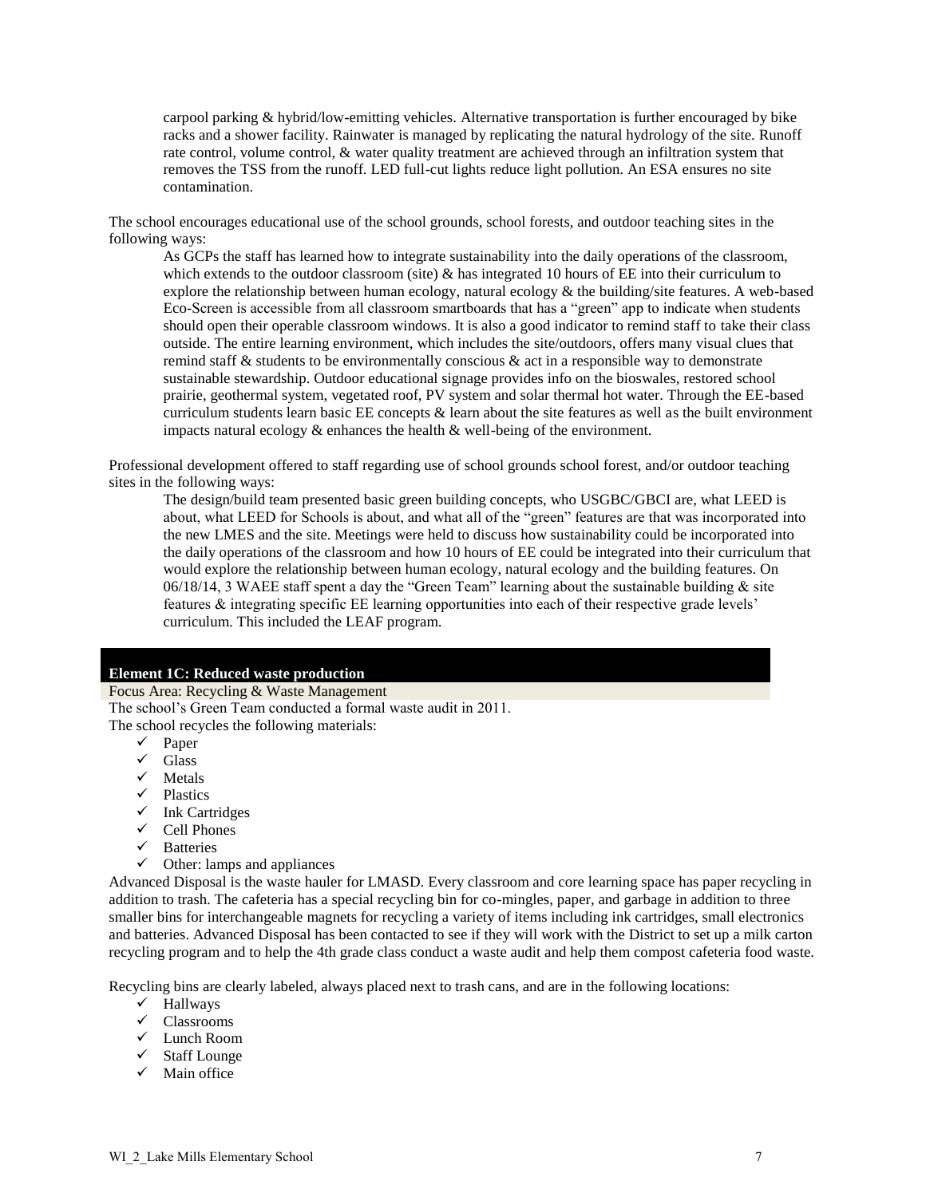carpool parking & hybrid/low-emitting vehicles. Alternative transportation is further encouraged by bike racks and a shower facility. Rainwater is managed by replicating the natural hydrology of the site. Runoff rate control, volume control, & water quality treatment are achieved through an infiltration system that removes the TSS from the runoff. LED full-cut lights reduce light pollution. An ESA ensures no site contamination.

The school encourages educational use of the school grounds, school forests, and outdoor teaching sites in the following ways:

As GCPs the staff has learned how to integrate sustainability into the daily operations of the classroom, which extends to the outdoor classroom (site) & has integrated 10 hours of EE into their curriculum to explore the relationship between human ecology, natural ecology & the building/site features. A web-based Eco-Screen is accessible from all classroom smartboards that has a "green" app to indicate when students should open their operable classroom windows. It is also a good indicator to remind staff to take their class outside. The entire learning environment, which includes the site/outdoors, offers many visual clues that remind staff & students to be environmentally conscious & act in a responsible way to demonstrate sustainable stewardship. Outdoor educational signage provides info on the bioswales, restored school prairie, geothermal system, vegetated roof, PV system and solar thermal hot water. Through the EE-based curriculum students learn basic EE concepts & learn about the site features as well as the built environment impacts natural ecology & enhances the health & well-being of the environment.

Professional development offered to staff regarding use of school grounds school forest, and/or outdoor teaching sites in the following ways:

The design/build team presented basic green building concepts, who USGBC/GBCI are, what LEED is about, what LEED for Schools is about, and what all of the "green" features are that was incorporated into the new LMES and the site. Meetings were held to discuss how sustainability could be incorporated into the daily operations of the classroom and how 10 hours of EE could be integrated into their curriculum that would explore the relationship between human ecology, natural ecology and the building features. On 06/18/14, 3 WAEE staff spent a day the "Green Team" learning about the sustainable building & site features & integrating specific EE learning opportunities into each of their respective grade levels' curriculum. This included the LEAF program.

**Element 1C: Reduced waste production**

Focus Area: Recycling & Waste Management

The school's Green Team conducted a formal waste audit in 2011.

The school recycles the following materials:

- ✓ Paper
- ✓ Glass
- ✓ Metals
- ✓ Plastics
- ✓ Ink Cartridges
- ✓ Cell Phones
- ✓ Batteries
- ✓ Other: lamps and appliances

Advanced Disposal is the waste hauler for LMASD. Every classroom and core learning space has paper recycling in addition to trash. The cafeteria has a special recycling bin for co-mingles, paper, and garbage in addition to three smaller bins for interchangeable magnets for recycling a variety of items including ink cartridges, small electronics and batteries. Advanced Disposal has been contacted to see if they will work with the District to set up a milk carton recycling program and to help the 4th grade class conduct a waste audit and help them compost cafeteria food waste.

Recycling bins are clearly labeled, always placed next to trash cans, and are in the following locations:

- ✓ Hallways
- ✓ Classrooms
- ✓ Lunch Room
- ✓ Staff Lounge
- ✓ Main office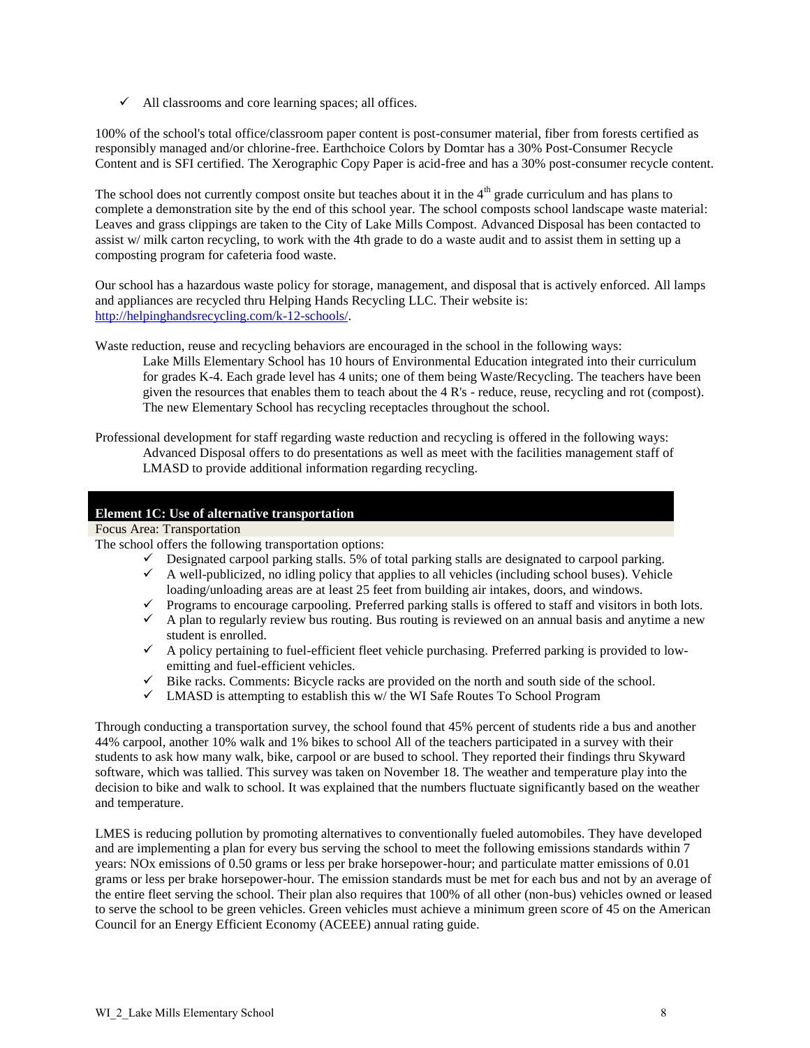- ✓ All classrooms and core learning spaces; all offices.

100% of the school's total office/classroom paper content is post-consumer material, fiber from forests certified as responsibly managed and/or chlorine-free. Earthchoice Colors by Domtar has a 30% Post-Consumer Recycle Content and is SFI certified. The Xerographic Copy Paper is acid-free and has a 30% post-consumer recycle content.

The school does not currently compost onsite but teaches about it in the 4th grade curriculum and has plans to complete a demonstration site by the end of this school year. The school composts school landscape waste material: Leaves and grass clippings are taken to the City of Lake Mills Compost. Advanced Disposal has been contacted to assist w/ milk carton recycling, to work with the 4th grade to do a waste audit and to assist them in setting up a composting program for cafeteria food waste.

Our school has a hazardous waste policy for storage, management, and disposal that is actively enforced. All lamps and appliances are recycled thru Helping Hands Recycling LLC. Their website is: http://helpinghandsrecycling.com/k-12-schools/.

Waste reduction, reuse and recycling behaviors are encouraged in the school in the following ways:

> Lake Mills Elementary School has 10 hours of Environmental Education integrated into their curriculum for grades K-4. Each grade level has 4 units; one of them being Waste/Recycling. The teachers have been given the resources that enables them to teach about the 4 R's - reduce, reuse, recycling and rot (compost). The new Elementary School has recycling receptacles throughout the school.

Professional development for staff regarding waste reduction and recycling is offered in the following ways:

> Advanced Disposal offers to do presentations as well as meet with the facilities management staff of LMASD to provide additional information regarding recycling.

## Element 1C: Use of alternative transportation

Focus Area: Transportation

The school offers the following transportation options:

- ✓ Designated carpool parking stalls. 5% of total parking stalls are designated to carpool parking.
- ✓ A well-publicized, no idling policy that applies to all vehicles (including school buses). Vehicle loading/unloading areas are at least 25 feet from building air intakes, doors, and windows.
- ✓ Programs to encourage carpooling. Preferred parking stalls is offered to staff and visitors in both lots.
- ✓ A plan to regularly review bus routing. Bus routing is reviewed on an annual basis and anytime a new student is enrolled.
- ✓ A policy pertaining to fuel-efficient fleet vehicle purchasing. Preferred parking is provided to low-emitting and fuel-efficient vehicles.
- ✓ Bike racks. Comments: Bicycle racks are provided on the north and south side of the school.
- ✓ LMASD is attempting to establish this w/ the WI Safe Routes To School Program

Through conducting a transportation survey, the school found that 45% percent of students ride a bus and another 44% carpool, another 10% walk and 1% bikes to school All of the teachers participated in a survey with their students to ask how many walk, bike, carpool or are bused to school. They reported their findings thru Skyward software, which was tallied. This survey was taken on November 18. The weather and temperature play into the decision to bike and walk to school. It was explained that the numbers fluctuate significantly based on the weather and temperature.

LMES is reducing pollution by promoting alternatives to conventionally fueled automobiles. They have developed and are implementing a plan for every bus serving the school to meet the following emissions standards within 7 years: NOx emissions of 0.50 grams or less per brake horsepower-hour; and particulate matter emissions of 0.01 grams or less per brake horsepower-hour. The emission standards must be met for each bus and not by an average of the entire fleet serving the school. Their plan also requires that 100% of all other (non-bus) vehicles owned or leased to serve the school to be green vehicles. Green vehicles must achieve a minimum green score of 45 on the American Council for an Energy Efficient Economy (ACEEE) annual rating guide.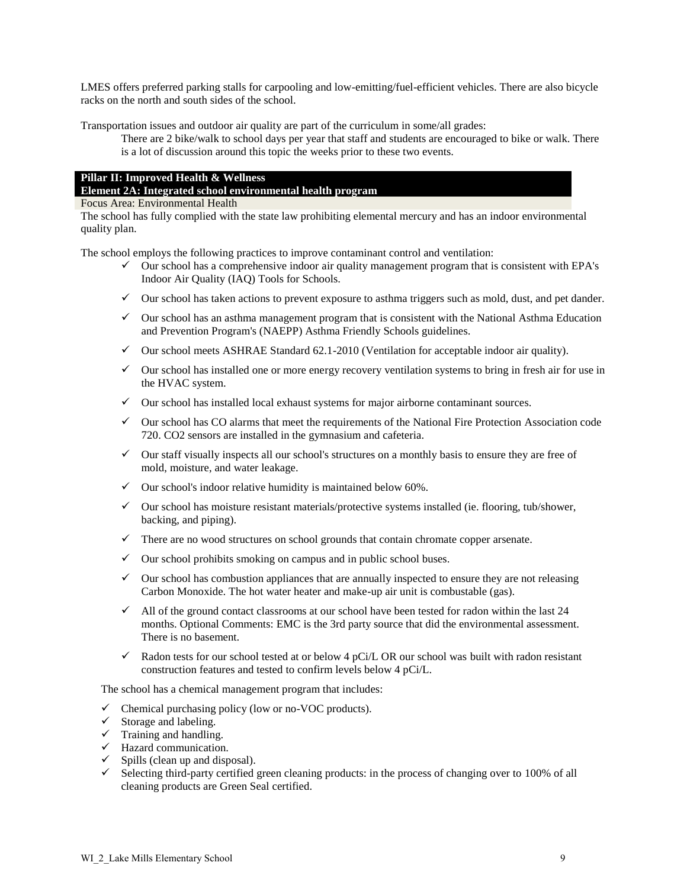LMES offers preferred parking stalls for carpooling and low-emitting/fuel-efficient vehicles. There are also bicycle racks on the north and south sides of the school.

Transportation issues and outdoor air quality are part of the curriculum in some/all grades:

> There are 2 bike/walk to school days per year that staff and students are encouraged to bike or walk. There is a lot of discussion around this topic the weeks prior to these two events.

**Pillar II: Improved Health & Wellness**
**Element 2A: Integrated school environmental health program**

Focus Area: Environmental Health

The school has fully complied with the state law prohibiting elemental mercury and has an indoor environmental quality plan.

The school employs the following practices to improve contaminant control and ventilation:

- ✓ Our school has a comprehensive indoor air quality management program that is consistent with EPA's Indoor Air Quality (IAQ) Tools for Schools.
- ✓ Our school has taken actions to prevent exposure to asthma triggers such as mold, dust, and pet dander.
- ✓ Our school has an asthma management program that is consistent with the National Asthma Education and Prevention Program's (NAEPP) Asthma Friendly Schools guidelines.
- ✓ Our school meets ASHRAE Standard 62.1-2010 (Ventilation for acceptable indoor air quality).
- ✓ Our school has installed one or more energy recovery ventilation systems to bring in fresh air for use in the HVAC system.
- ✓ Our school has installed local exhaust systems for major airborne contaminant sources.
- ✓ Our school has CO alarms that meet the requirements of the National Fire Protection Association code 720. CO2 sensors are installed in the gymnasium and cafeteria.
- ✓ Our staff visually inspects all our school's structures on a monthly basis to ensure they are free of mold, moisture, and water leakage.
- ✓ Our school's indoor relative humidity is maintained below 60%.
- ✓ Our school has moisture resistant materials/protective systems installed (ie. flooring, tub/shower, backing, and piping).
- ✓ There are no wood structures on school grounds that contain chromate copper arsenate.
- ✓ Our school prohibits smoking on campus and in public school buses.
- ✓ Our school has combustion appliances that are annually inspected to ensure they are not releasing Carbon Monoxide. The hot water heater and make-up air unit is combustable (gas).
- ✓ All of the ground contact classrooms at our school have been tested for radon within the last 24 months. Optional Comments: EMC is the 3rd party source that did the environmental assessment. There is no basement.
- ✓ Radon tests for our school tested at or below 4 pCi/L OR our school was built with radon resistant construction features and tested to confirm levels below 4 pCi/L.

The school has a chemical management program that includes:

- ✓ Chemical purchasing policy (low or no-VOC products).
- ✓ Storage and labeling.
- ✓ Training and handling.
- ✓ Hazard communication.
- ✓ Spills (clean up and disposal).
- ✓ Selecting third-party certified green cleaning products: in the process of changing over to 100% of all cleaning products are Green Seal certified.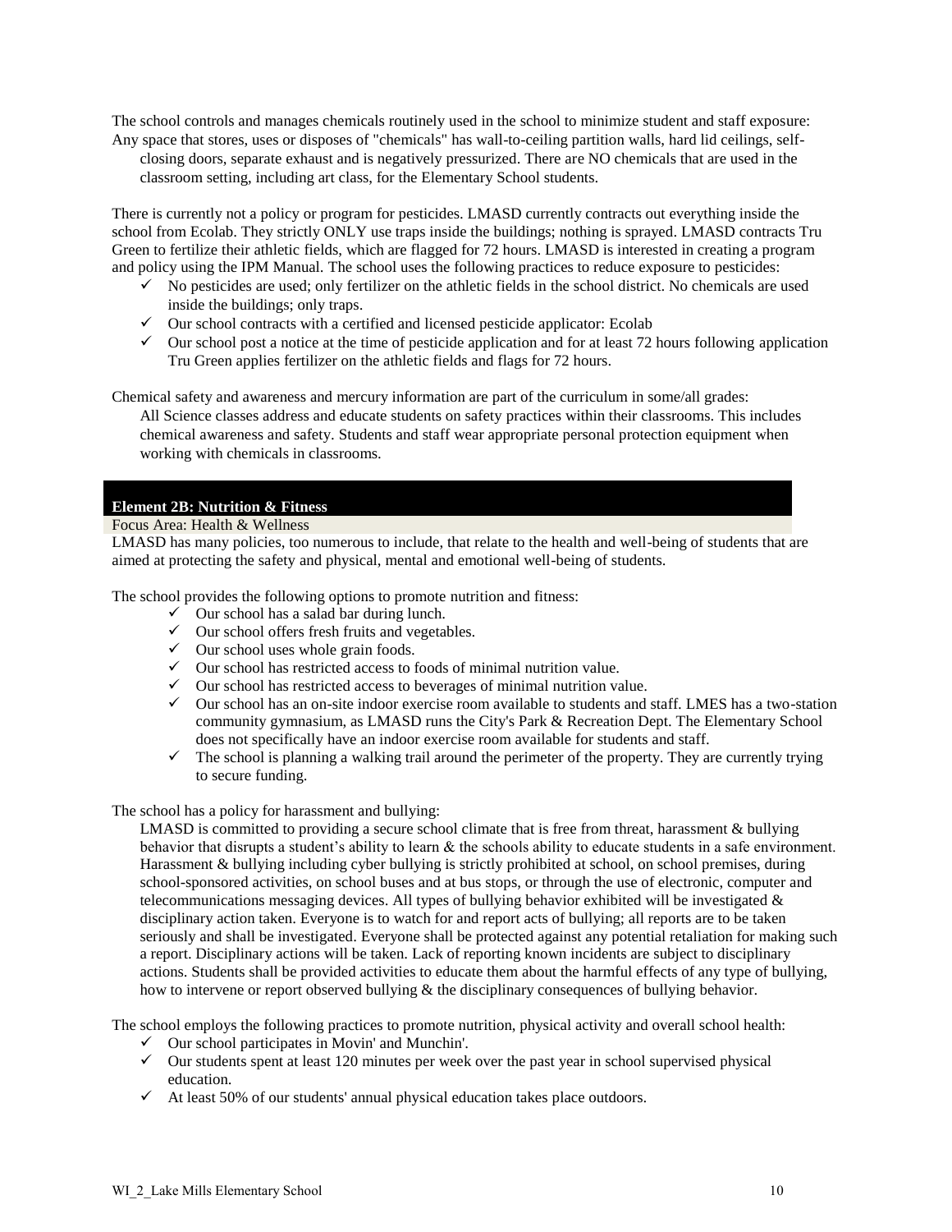The school controls and manages chemicals routinely used in the school to minimize student and staff exposure:
Any space that stores, uses or disposes of "chemicals" has wall-to-ceiling partition walls, hard lid ceilings, self-closing doors, separate exhaust and is negatively pressurized. There are NO chemicals that are used in the classroom setting, including art class, for the Elementary School students.

There is currently not a policy or program for pesticides. LMASD currently contracts out everything inside the school from Ecolab. They strictly ONLY use traps inside the buildings; nothing is sprayed. LMASD contracts Tru Green to fertilize their athletic fields, which are flagged for 72 hours. LMASD is interested in creating a program and policy using the IPM Manual. The school uses the following practices to reduce exposure to pesticides:

- ✓ No pesticides are used; only fertilizer on the athletic fields in the school district. No chemicals are used inside the buildings; only traps.
- ✓ Our school contracts with a certified and licensed pesticide applicator: Ecolab
- ✓ Our school post a notice at the time of pesticide application and for at least 72 hours following application Tru Green applies fertilizer on the athletic fields and flags for 72 hours.

Chemical safety and awareness and mercury information are part of the curriculum in some/all grades:
All Science classes address and educate students on safety practices within their classrooms. This includes chemical awareness and safety. Students and staff wear appropriate personal protection equipment when working with chemicals in classrooms.

## Element 2B: Nutrition & Fitness

Focus Area: Health & Wellness

LMASD has many policies, too numerous to include, that relate to the health and well-being of students that are aimed at protecting the safety and physical, mental and emotional well-being of students.

The school provides the following options to promote nutrition and fitness:

- ✓ Our school has a salad bar during lunch.
- ✓ Our school offers fresh fruits and vegetables.
- ✓ Our school uses whole grain foods.
- ✓ Our school has restricted access to foods of minimal nutrition value.
- ✓ Our school has restricted access to beverages of minimal nutrition value.
- ✓ Our school has an on-site indoor exercise room available to students and staff. LMES has a two-station community gymnasium, as LMASD runs the City's Park & Recreation Dept. The Elementary School does not specifically have an indoor exercise room available for students and staff.
- ✓ The school is planning a walking trail around the perimeter of the property. They are currently trying to secure funding.

The school has a policy for harassment and bullying:
LMASD is committed to providing a secure school climate that is free from threat, harassment & bullying behavior that disrupts a student's ability to learn & the schools ability to educate students in a safe environment. Harassment & bullying including cyber bullying is strictly prohibited at school, on school premises, during school-sponsored activities, on school buses and at bus stops, or through the use of electronic, computer and telecommunications messaging devices. All types of bullying behavior exhibited will be investigated & disciplinary action taken. Everyone is to watch for and report acts of bullying; all reports are to be taken seriously and shall be investigated. Everyone shall be protected against any potential retaliation for making such a report. Disciplinary actions will be taken. Lack of reporting known incidents are subject to disciplinary actions. Students shall be provided activities to educate them about the harmful effects of any type of bullying, how to intervene or report observed bullying & the disciplinary consequences of bullying behavior.

The school employs the following practices to promote nutrition, physical activity and overall school health:

- ✓ Our school participates in Movin' and Munchin'.
- ✓ Our students spent at least 120 minutes per week over the past year in school supervised physical education.
- ✓ At least 50% of our students' annual physical education takes place outdoors.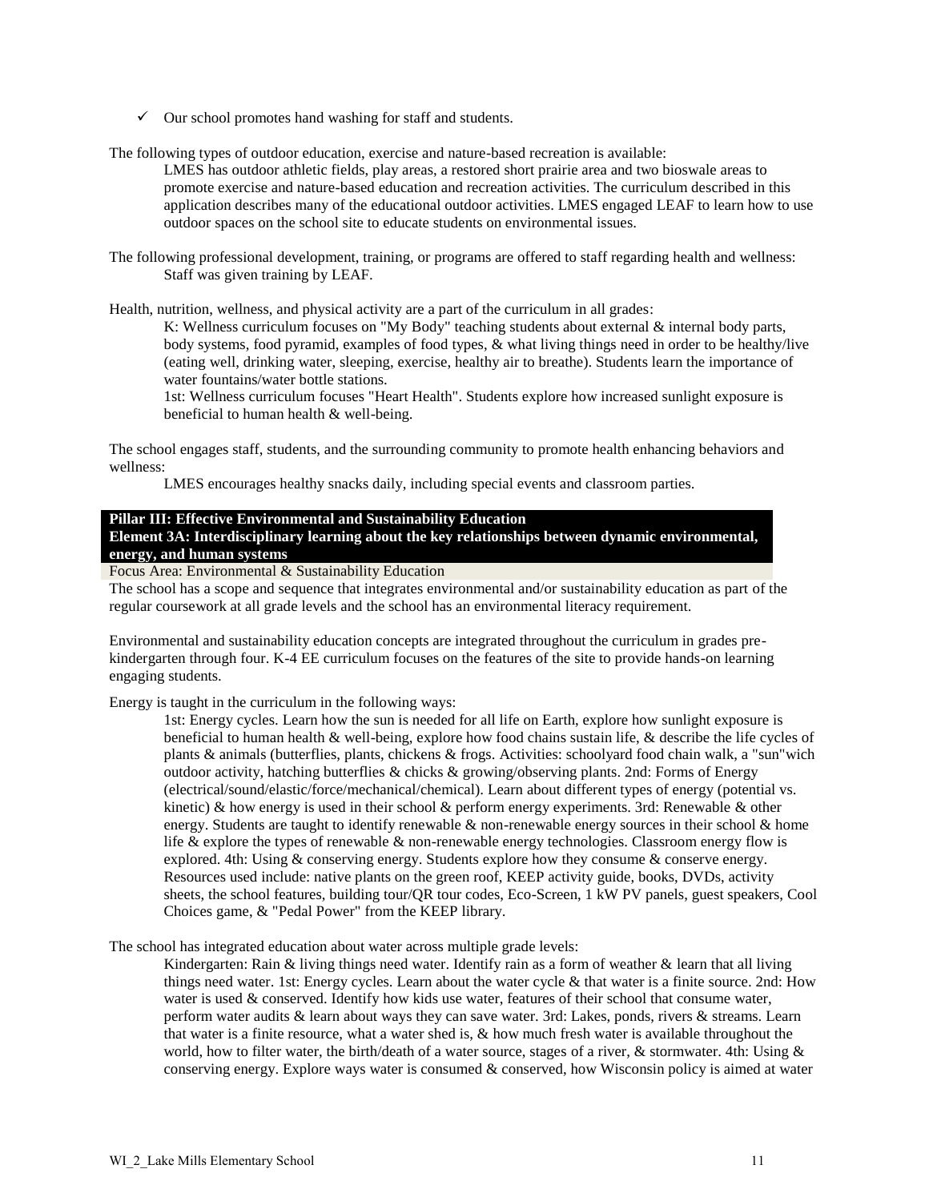- ✓ Our school promotes hand washing for staff and students.

The following types of outdoor education, exercise and nature-based recreation is available:

> LMES has outdoor athletic fields, play areas, a restored short prairie area and two bioswale areas to promote exercise and nature-based education and recreation activities. The curriculum described in this application describes many of the educational outdoor activities. LMES engaged LEAF to learn how to use outdoor spaces on the school site to educate students on environmental issues.

The following professional development, training, or programs are offered to staff regarding health and wellness:

> Staff was given training by LEAF.

Health, nutrition, wellness, and physical activity are a part of the curriculum in all grades:

> K: Wellness curriculum focuses on "My Body" teaching students about external & internal body parts, body systems, food pyramid, examples of food types, & what living things need in order to be healthy/live (eating well, drinking water, sleeping, exercise, healthy air to breathe). Students learn the importance of water fountains/water bottle stations.
>
> 1st: Wellness curriculum focuses "Heart Health". Students explore how increased sunlight exposure is beneficial to human health & well-being.

The school engages staff, students, and the surrounding community to promote health enhancing behaviors and wellness:

> LMES encourages healthy snacks daily, including special events and classroom parties.

**Pillar III: Effective Environmental and Sustainability Education**
**Element 3A: Interdisciplinary learning about the key relationships between dynamic environmental, energy, and human systems**

Focus Area: Environmental & Sustainability Education

The school has a scope and sequence that integrates environmental and/or sustainability education as part of the regular coursework at all grade levels and the school has an environmental literacy requirement.

Environmental and sustainability education concepts are integrated throughout the curriculum in grades pre-kindergarten through four. K-4 EE curriculum focuses on the features of the site to provide hands-on learning engaging students.

Energy is taught in the curriculum in the following ways:

> 1st: Energy cycles. Learn how the sun is needed for all life on Earth, explore how sunlight exposure is beneficial to human health & well-being, explore how food chains sustain life, & describe the life cycles of plants & animals (butterflies, plants, chickens & frogs. Activities: schoolyard food chain walk, a "sun"wich outdoor activity, hatching butterflies & chicks & growing/observing plants. 2nd: Forms of Energy (electrical/sound/elastic/force/mechanical/chemical). Learn about different types of energy (potential vs. kinetic) & how energy is used in their school & perform energy experiments. 3rd: Renewable & other energy. Students are taught to identify renewable & non-renewable energy sources in their school & home life & explore the types of renewable & non-renewable energy technologies. Classroom energy flow is explored. 4th: Using & conserving energy. Students explore how they consume & conserve energy. Resources used include: native plants on the green roof, KEEP activity guide, books, DVDs, activity sheets, the school features, building tour/QR tour codes, Eco-Screen, 1 kW PV panels, guest speakers, Cool Choices game, & "Pedal Power" from the KEEP library.

The school has integrated education about water across multiple grade levels:

> Kindergarten: Rain & living things need water. Identify rain as a form of weather & learn that all living things need water. 1st: Energy cycles. Learn about the water cycle & that water is a finite source. 2nd: How water is used & conserved. Identify how kids use water, features of their school that consume water, perform water audits & learn about ways they can save water. 3rd: Lakes, ponds, rivers & streams. Learn that water is a finite resource, what a water shed is, & how much fresh water is available throughout the world, how to filter water, the birth/death of a water source, stages of a river, & stormwater. 4th: Using & conserving energy. Explore ways water is consumed & conserved, how Wisconsin policy is aimed at water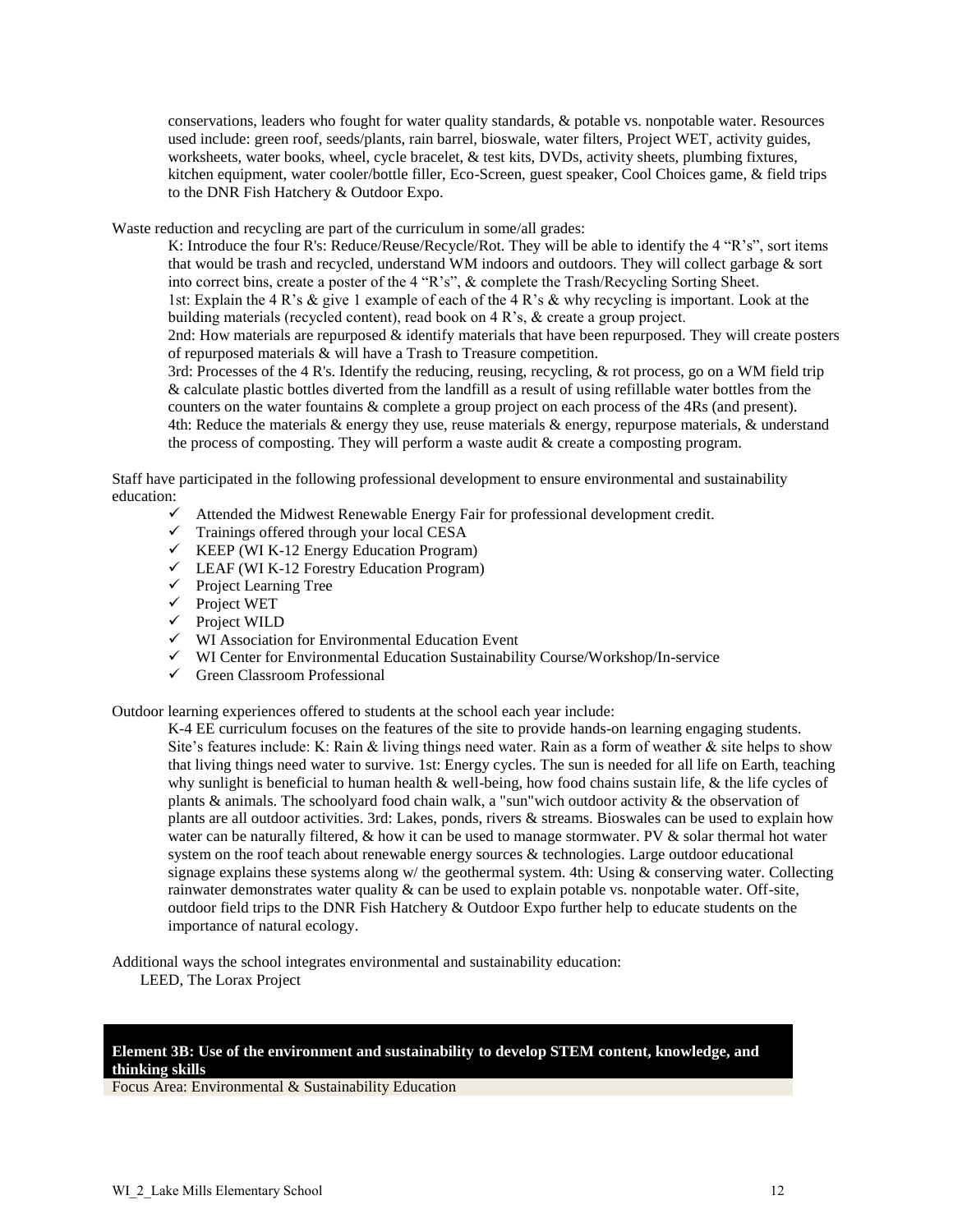conservations, leaders who fought for water quality standards, & potable vs. nonpotable water. Resources used include: green roof, seeds/plants, rain barrel, bioswale, water filters, Project WET, activity guides, worksheets, water books, wheel, cycle bracelet, & test kits, DVDs, activity sheets, plumbing fixtures, kitchen equipment, water cooler/bottle filler, Eco-Screen, guest speaker, Cool Choices game, & field trips to the DNR Fish Hatchery & Outdoor Expo.

Waste reduction and recycling are part of the curriculum in some/all grades:

K: Introduce the four R's: Reduce/Reuse/Recycle/Rot. They will be able to identify the 4 "R's", sort items that would be trash and recycled, understand WM indoors and outdoors. They will collect garbage & sort into correct bins, create a poster of the 4 "R's", & complete the Trash/Recycling Sorting Sheet.
1st: Explain the 4 R's & give 1 example of each of the 4 R's & why recycling is important. Look at the building materials (recycled content), read book on 4 R's, & create a group project.
2nd: How materials are repurposed & identify materials that have been repurposed. They will create posters of repurposed materials & will have a Trash to Treasure competition.
3rd: Processes of the 4 R's. Identify the reducing, reusing, recycling, & rot process, go on a WM field trip & calculate plastic bottles diverted from the landfill as a result of using refillable water bottles from the counters on the water fountains & complete a group project on each process of the 4Rs (and present).
4th: Reduce the materials & energy they use, reuse materials & energy, repurpose materials, & understand the process of composting. They will perform a waste audit & create a composting program.

Staff have participated in the following professional development to ensure environmental and sustainability education:

- ✓ Attended the Midwest Renewable Energy Fair for professional development credit.
- ✓ Trainings offered through your local CESA
- ✓ KEEP (WI K-12 Energy Education Program)
- ✓ LEAF (WI K-12 Forestry Education Program)
- ✓ Project Learning Tree
- ✓ Project WET
- ✓ Project WILD
- ✓ WI Association for Environmental Education Event
- ✓ WI Center for Environmental Education Sustainability Course/Workshop/In-service
- ✓ Green Classroom Professional

Outdoor learning experiences offered to students at the school each year include:

K-4 EE curriculum focuses on the features of the site to provide hands-on learning engaging students. Site's features include: K: Rain & living things need water. Rain as a form of weather & site helps to show that living things need water to survive. 1st: Energy cycles. The sun is needed for all life on Earth, teaching why sunlight is beneficial to human health & well-being, how food chains sustain life, & the life cycles of plants & animals. The schoolyard food chain walk, a "sun"wich outdoor activity & the observation of plants are all outdoor activities. 3rd: Lakes, ponds, rivers & streams. Bioswales can be used to explain how water can be naturally filtered, & how it can be used to manage stormwater. PV & solar thermal hot water system on the roof teach about renewable energy sources & technologies. Large outdoor educational signage explains these systems along w/ the geothermal system. 4th: Using & conserving water. Collecting rainwater demonstrates water quality & can be used to explain potable vs. nonpotable water. Off-site, outdoor field trips to the DNR Fish Hatchery & Outdoor Expo further help to educate students on the importance of natural ecology.

Additional ways the school integrates environmental and sustainability education:

LEED, The Lorax Project

**Element 3B: Use of the environment and sustainability to develop STEM content, knowledge, and thinking skills**

Focus Area: Environmental & Sustainability Education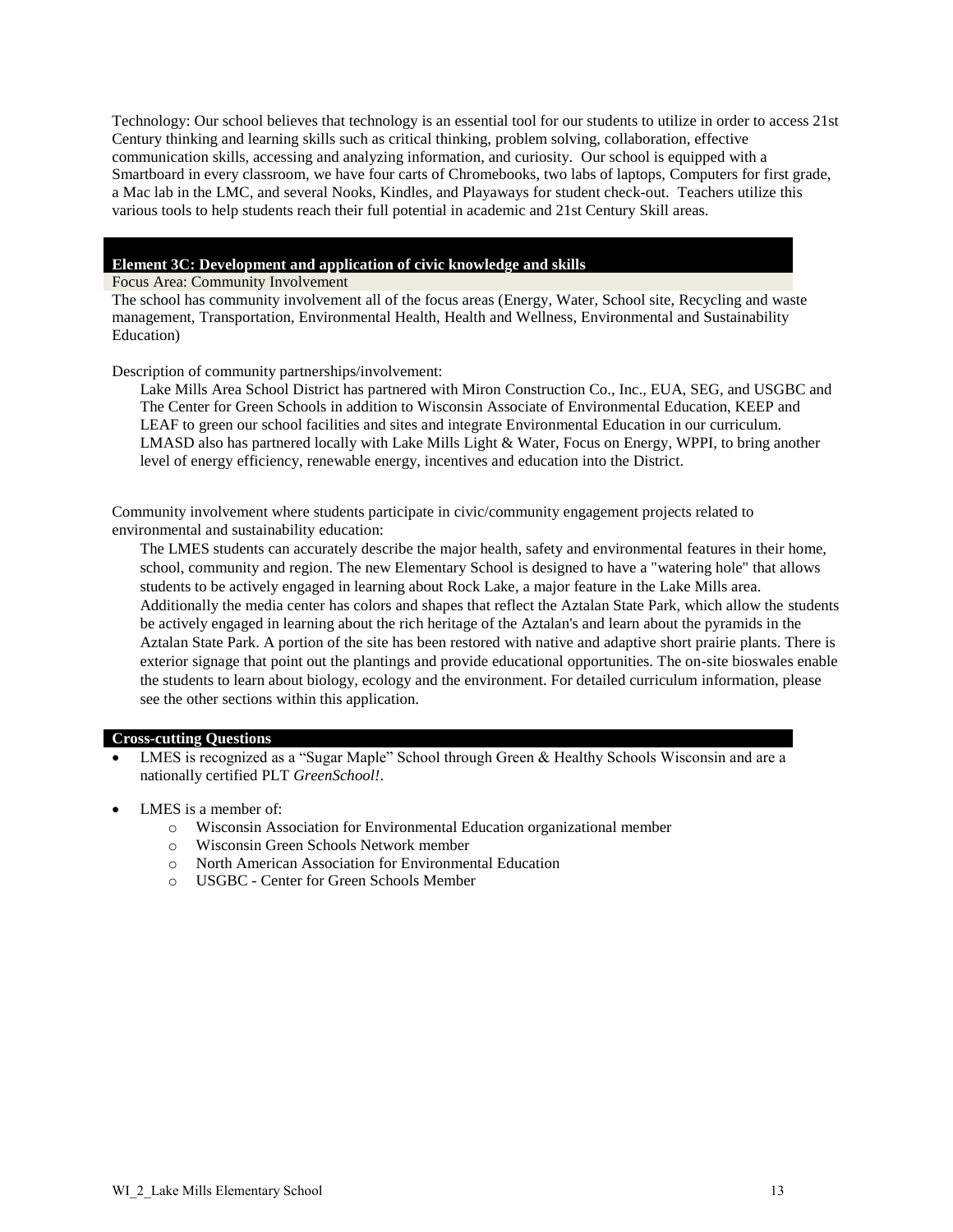Technology: Our school believes that technology is an essential tool for our students to utilize in order to access 21st Century thinking and learning skills such as critical thinking, problem solving, collaboration, effective communication skills, accessing and analyzing information, and curiosity. Our school is equipped with a Smartboard in every classroom, we have four carts of Chromebooks, two labs of laptops, Computers for first grade, a Mac lab in the LMC, and several Nooks, Kindles, and Playaways for student check-out. Teachers utilize this various tools to help students reach their full potential in academic and 21st Century Skill areas.

## Element 3C: Development and application of civic knowledge and skills

Focus Area: Community Involvement

The school has community involvement all of the focus areas (Energy, Water, School site, Recycling and waste management, Transportation, Environmental Health, Health and Wellness, Environmental and Sustainability Education)

Description of community partnerships/involvement:

Lake Mills Area School District has partnered with Miron Construction Co., Inc., EUA, SEG, and USGBC and The Center for Green Schools in addition to Wisconsin Associate of Environmental Education, KEEP and LEAF to green our school facilities and sites and integrate Environmental Education in our curriculum. LMASD also has partnered locally with Lake Mills Light & Water, Focus on Energy, WPPI, to bring another level of energy efficiency, renewable energy, incentives and education into the District.

Community involvement where students participate in civic/community engagement projects related to environmental and sustainability education:

The LMES students can accurately describe the major health, safety and environmental features in their home, school, community and region. The new Elementary School is designed to have a "watering hole" that allows students to be actively engaged in learning about Rock Lake, a major feature in the Lake Mills area. Additionally the media center has colors and shapes that reflect the Aztalan State Park, which allow the students be actively engaged in learning about the rich heritage of the Aztalan's and learn about the pyramids in the Aztalan State Park. A portion of the site has been restored with native and adaptive short prairie plants. There is exterior signage that point out the plantings and provide educational opportunities. The on-site bioswales enable the students to learn about biology, ecology and the environment. For detailed curriculum information, please see the other sections within this application.

## Cross-cutting Questions

- LMES is recognized as a "Sugar Maple" School through Green & Healthy Schools Wisconsin and are a nationally certified PLT *GreenSchool!*.
- LMES is a member of:
  - Wisconsin Association for Environmental Education organizational member
  - Wisconsin Green Schools Network member
  - North American Association for Environmental Education
  - USGBC - Center for Green Schools Member